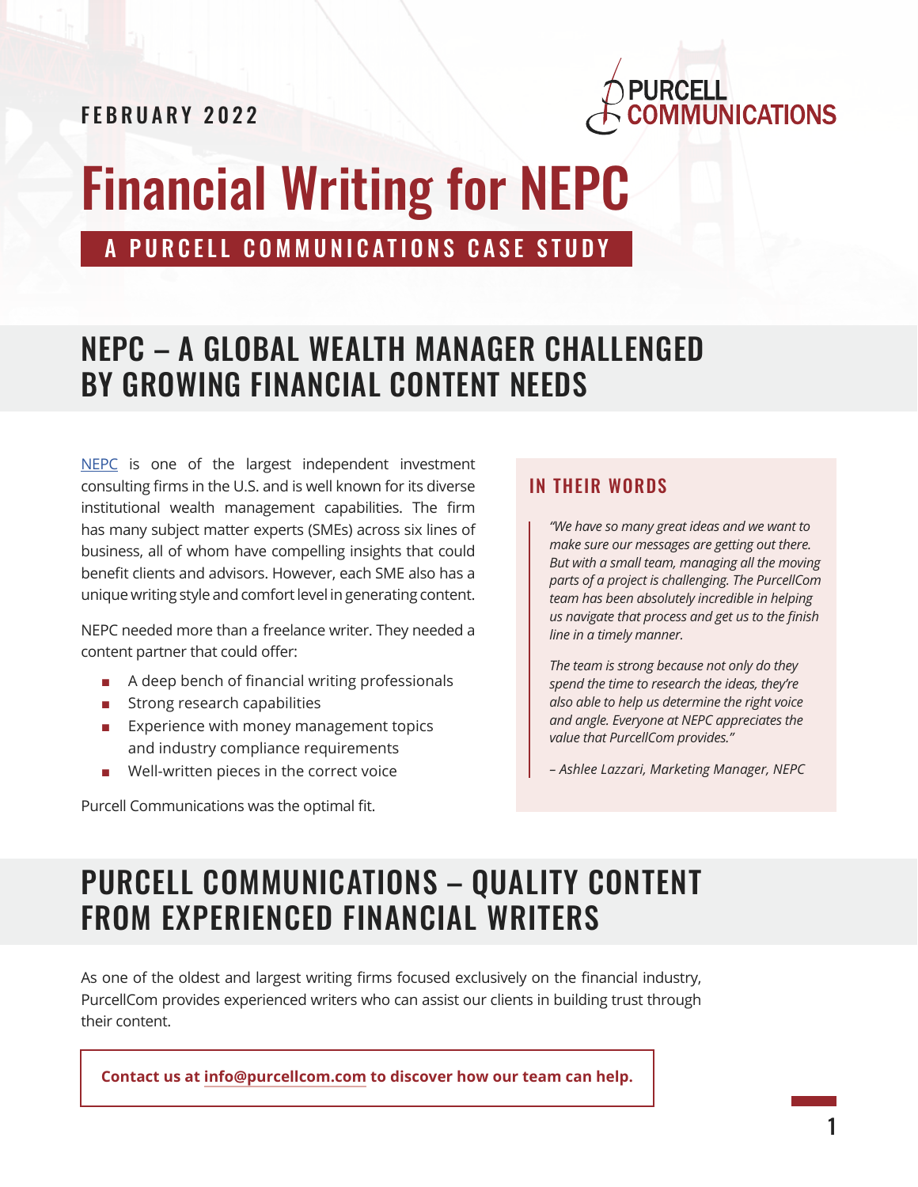FEBRUARY 2022

PURCELL COMMUNICATIONS

# Financial Writing for NEPC

A PURCELL COMMUNICATIONS CASE STUDY

## NEPC – A GLOBAL WEALTH MANAGER CHALLENGED BY GROWING FINANCIAL CONTENT NEEDS

NEPC is one of the largest independent investment consulting firms in the U.S. and is well known for its diverse institutional wealth management capabilities. The firm has many subject matter experts (SMEs) across six lines of business, all of whom have compelling insights that could benefit clients and advisors. However, each SME also has a unique writing style and comfort level in generating content.

NEPC needed more than a freelance writer. They needed a content partner that could offer:

- A deep bench of financial writing professionals
- Strong research capabilities
- Experience with money management topics and industry compliance requirements
- Well-written pieces in the correct voice

Purcell Communications was the optimal fit.

### IN THEIR WORDS

> *"We have so many great ideas and we want to make sure our messages are getting out there. But with a small team, managing all the moving parts of a project is challenging. The PurcellCom team has been absolutely incredible in helping us navigate that process and get us to the finish line in a timely manner.*
>
> *The team is strong because not only do they spend the time to research the ideas, they're also able to help us determine the right voice and angle. Everyone at NEPC appreciates the value that PurcellCom provides."*
>
> *– Ashlee Lazzari, Marketing Manager, NEPC*

## PURCELL COMMUNICATIONS – QUALITY CONTENT FROM EXPERIENCED FINANCIAL WRITERS

As one of the oldest and largest writing firms focused exclusively on the financial industry, PurcellCom provides experienced writers who can assist our clients in building trust through their content.

**Contact us at info@purcellcom.com to discover how our team can help.**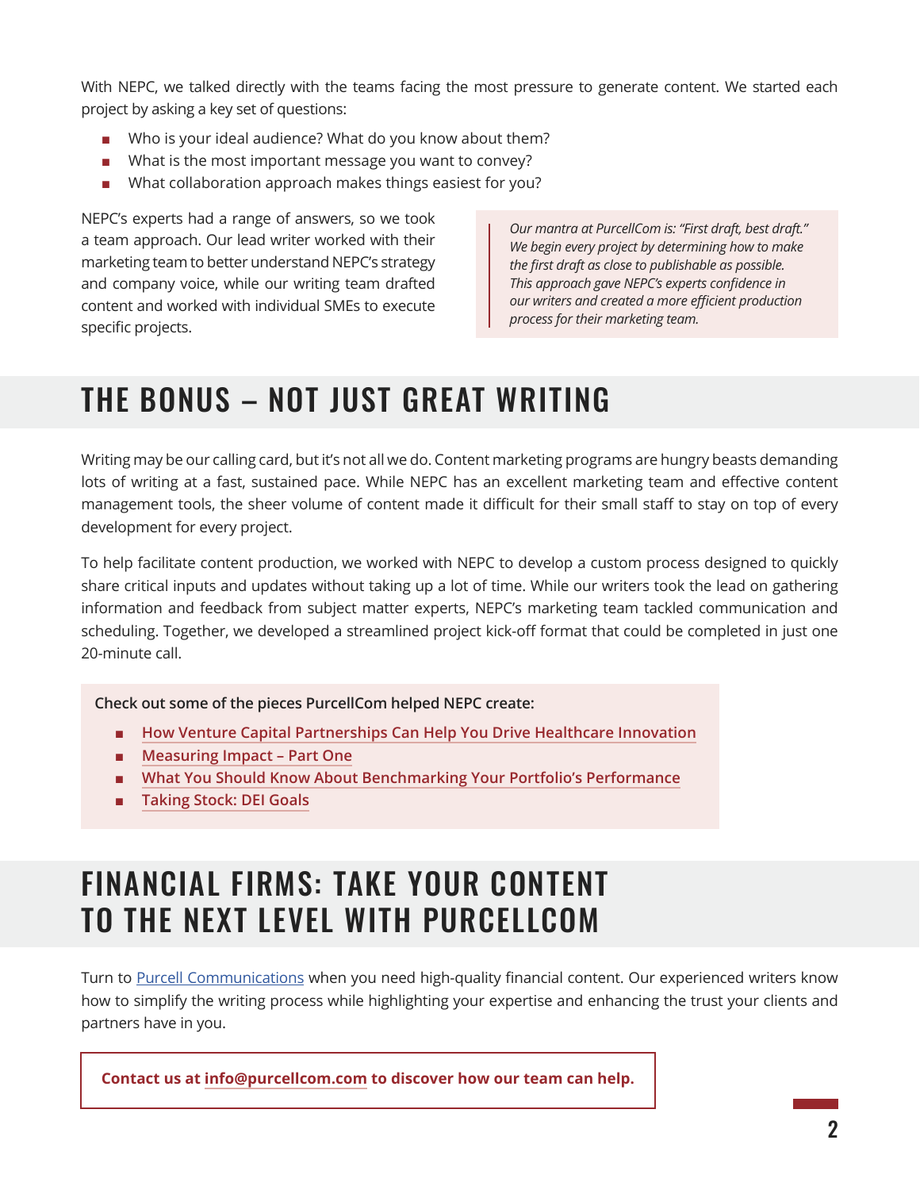With NEPC, we talked directly with the teams facing the most pressure to generate content. We started each project by asking a key set of questions:

- Who is your ideal audience? What do you know about them?
- What is the most important message you want to convey?
- What collaboration approach makes things easiest for you?

NEPC's experts had a range of answers, so we took a team approach. Our lead writer worked with their marketing team to better understand NEPC's strategy and company voice, while our writing team drafted content and worked with individual SMEs to execute specific projects.

> *Our mantra at PurcellCom is: "First draft, best draft." We begin every project by determining how to make the first draft as close to publishable as possible. This approach gave NEPC's experts confidence in our writers and created a more efficient production process for their marketing team.*

## THE BONUS – NOT JUST GREAT WRITING

Writing may be our calling card, but it's not all we do. Content marketing programs are hungry beasts demanding lots of writing at a fast, sustained pace. While NEPC has an excellent marketing team and effective content management tools, the sheer volume of content made it difficult for their small staff to stay on top of every development for every project.

To help facilitate content production, we worked with NEPC to develop a custom process designed to quickly share critical inputs and updates without taking up a lot of time. While our writers took the lead on gathering information and feedback from subject matter experts, NEPC's marketing team tackled communication and scheduling. Together, we developed a streamlined project kick-off format that could be completed in just one 20-minute call.

**Check out some of the pieces PurcellCom helped NEPC create:**

- How Venture Capital Partnerships Can Help You Drive Healthcare Innovation
- Measuring Impact – Part One
- What You Should Know About Benchmarking Your Portfolio's Performance
- Taking Stock: DEI Goals

## FINANCIAL FIRMS: TAKE YOUR CONTENT TO THE NEXT LEVEL WITH PURCELLCOM

Turn to Purcell Communications when you need high-quality financial content. Our experienced writers know how to simplify the writing process while highlighting your expertise and enhancing the trust your clients and partners have in you.

**Contact us at info@purcellcom.com to discover how our team can help.**